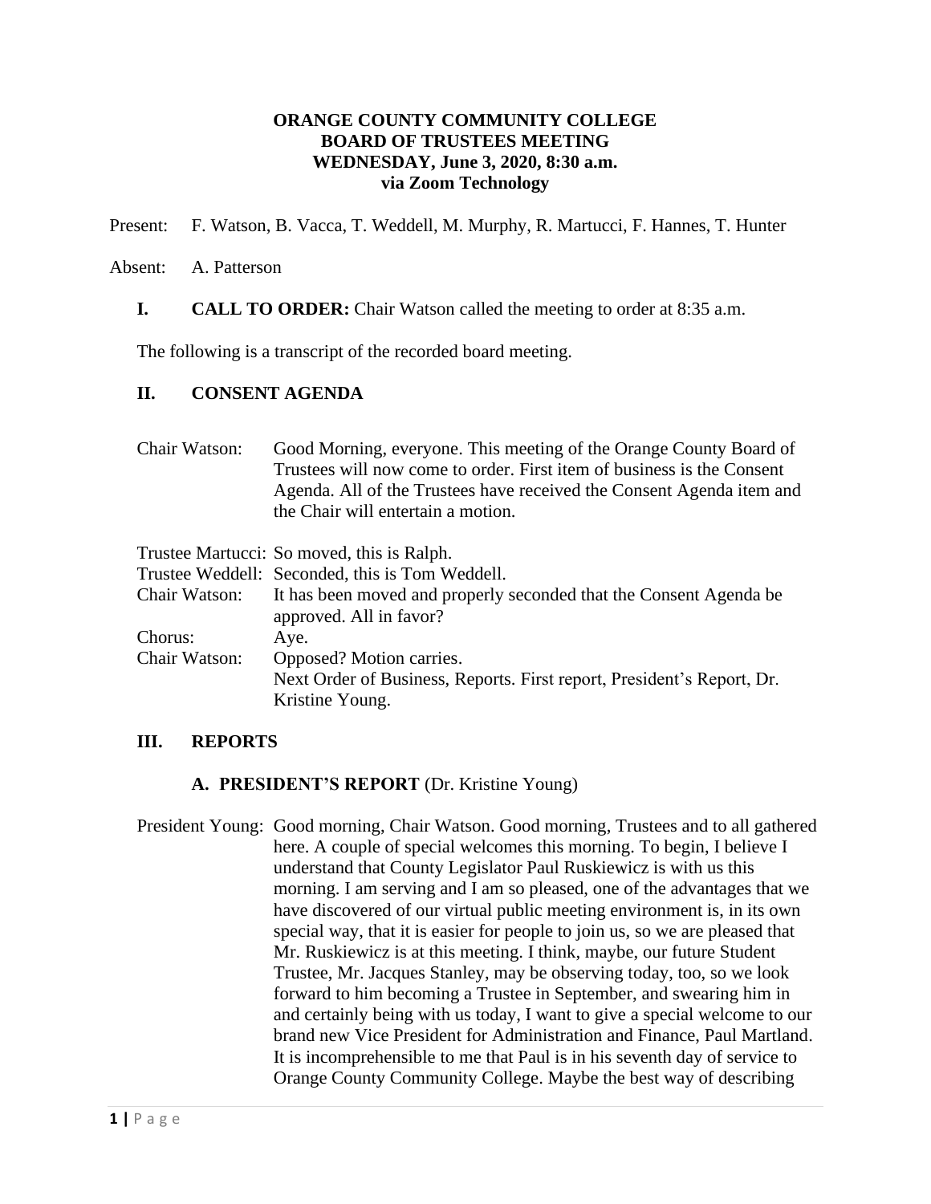**ORANGE COUNTY COMMUNITY COLLEGE**
**BOARD OF TRUSTEES MEETING**
**WEDNESDAY, June 3, 2020, 8:30 a.m.**
**via Zoom Technology**

Present: F. Watson, B. Vacca, T. Weddell, M. Murphy, R. Martucci, F. Hannes, T. Hunter

Absent: A. Patterson

## I. CALL TO ORDER:

Chair Watson called the meeting to order at 8:35 a.m.

The following is a transcript of the recorded board meeting.

## II. CONSENT AGENDA

Chair Watson: Good Morning, everyone. This meeting of the Orange County Board of Trustees will now come to order. First item of business is the Consent Agenda. All of the Trustees have received the Consent Agenda item and the Chair will entertain a motion.

Trustee Martucci: So moved, this is Ralph.
Trustee Weddell: Seconded, this is Tom Weddell.
Chair Watson: It has been moved and properly seconded that the Consent Agenda be approved. All in favor?
Chorus: Aye.
Chair Watson: Opposed? Motion carries.
Next Order of Business, Reports. First report, President's Report, Dr. Kristine Young.

## III. REPORTS

### A. PRESIDENT'S REPORT (Dr. Kristine Young)

President Young: Good morning, Chair Watson. Good morning, Trustees and to all gathered here. A couple of special welcomes this morning. To begin, I believe I understand that County Legislator Paul Ruskiewicz is with us this morning. I am serving and I am so pleased, one of the advantages that we have discovered of our virtual public meeting environment is, in its own special way, that it is easier for people to join us, so we are pleased that Mr. Ruskiewicz is at this meeting. I think, maybe, our future Student Trustee, Mr. Jacques Stanley, may be observing today, too, so we look forward to him becoming a Trustee in September, and swearing him in and certainly being with us today, I want to give a special welcome to our brand new Vice President for Administration and Finance, Paul Martland. It is incomprehensible to me that Paul is in his seventh day of service to Orange County Community College. Maybe the best way of describing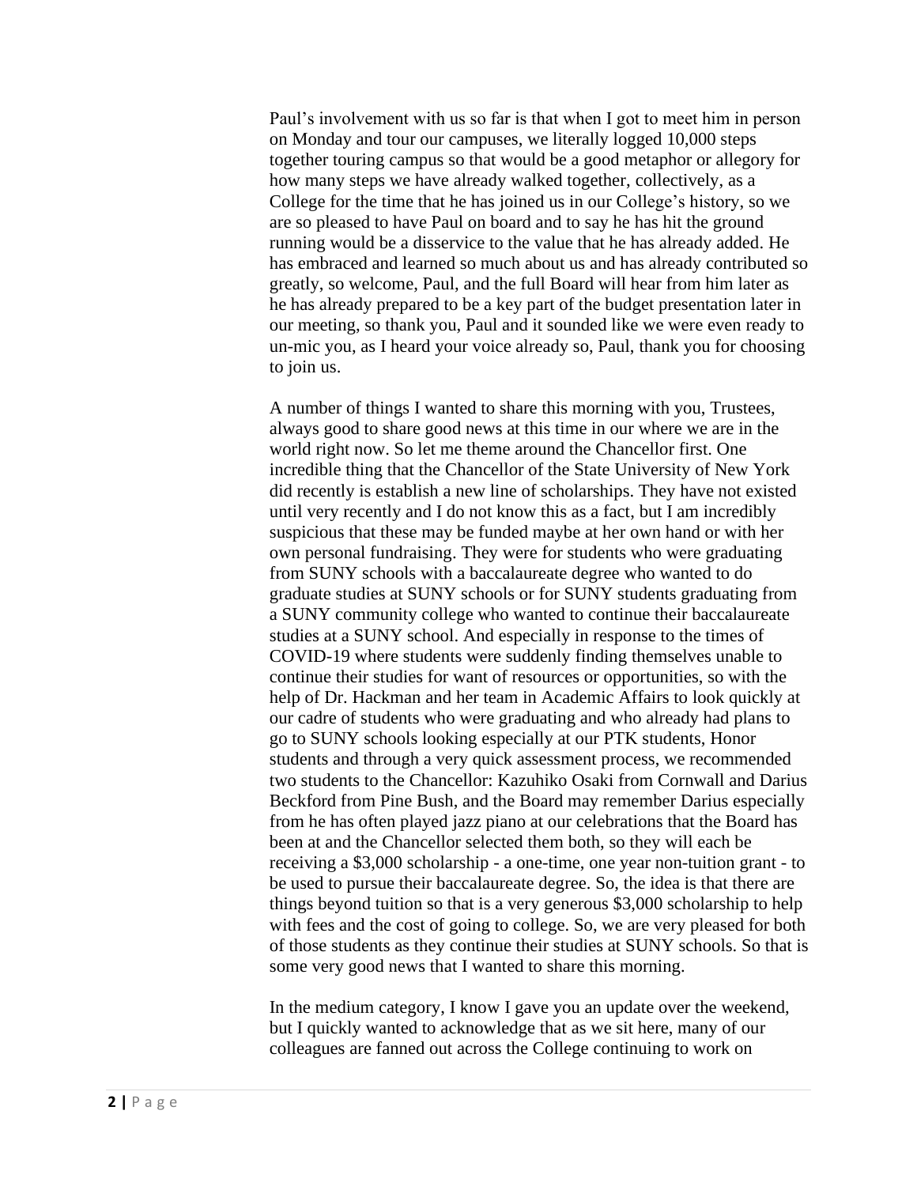Paul's involvement with us so far is that when I got to meet him in person on Monday and tour our campuses, we literally logged 10,000 steps together touring campus so that would be a good metaphor or allegory for how many steps we have already walked together, collectively, as a College for the time that he has joined us in our College's history, so we are so pleased to have Paul on board and to say he has hit the ground running would be a disservice to the value that he has already added. He has embraced and learned so much about us and has already contributed so greatly, so welcome, Paul, and the full Board will hear from him later as he has already prepared to be a key part of the budget presentation later in our meeting, so thank you, Paul and it sounded like we were even ready to un-mic you, as I heard your voice already so, Paul, thank you for choosing to join us.

A number of things I wanted to share this morning with you, Trustees, always good to share good news at this time in our where we are in the world right now. So let me theme around the Chancellor first. One incredible thing that the Chancellor of the State University of New York did recently is establish a new line of scholarships. They have not existed until very recently and I do not know this as a fact, but I am incredibly suspicious that these may be funded maybe at her own hand or with her own personal fundraising. They were for students who were graduating from SUNY schools with a baccalaureate degree who wanted to do graduate studies at SUNY schools or for SUNY students graduating from a SUNY community college who wanted to continue their baccalaureate studies at a SUNY school. And especially in response to the times of COVID-19 where students were suddenly finding themselves unable to continue their studies for want of resources or opportunities, so with the help of Dr. Hackman and her team in Academic Affairs to look quickly at our cadre of students who were graduating and who already had plans to go to SUNY schools looking especially at our PTK students, Honor students and through a very quick assessment process, we recommended two students to the Chancellor: Kazuhiko Osaki from Cornwall and Darius Beckford from Pine Bush, and the Board may remember Darius especially from he has often played jazz piano at our celebrations that the Board has been at and the Chancellor selected them both, so they will each be receiving a $3,000 scholarship - a one-time, one year non-tuition grant - to be used to pursue their baccalaureate degree. So, the idea is that there are things beyond tuition so that is a very generous $3,000 scholarship to help with fees and the cost of going to college. So, we are very pleased for both of those students as they continue their studies at SUNY schools. So that is some very good news that I wanted to share this morning.

In the medium category, I know I gave you an update over the weekend, but I quickly wanted to acknowledge that as we sit here, many of our colleagues are fanned out across the College continuing to work on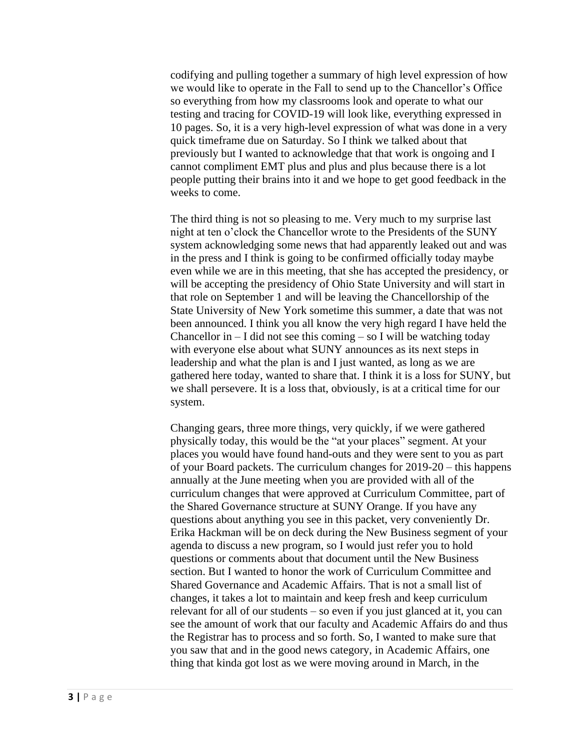codifying and pulling together a summary of high level expression of how we would like to operate in the Fall to send up to the Chancellor's Office so everything from how my classrooms look and operate to what our testing and tracing for COVID-19 will look like, everything expressed in 10 pages. So, it is a very high-level expression of what was done in a very quick timeframe due on Saturday. So I think we talked about that previously but I wanted to acknowledge that that work is ongoing and I cannot compliment EMT plus and plus and plus because there is a lot people putting their brains into it and we hope to get good feedback in the weeks to come.

The third thing is not so pleasing to me. Very much to my surprise last night at ten o'clock the Chancellor wrote to the Presidents of the SUNY system acknowledging some news that had apparently leaked out and was in the press and I think is going to be confirmed officially today maybe even while we are in this meeting, that she has accepted the presidency, or will be accepting the presidency of Ohio State University and will start in that role on September 1 and will be leaving the Chancellorship of the State University of New York sometime this summer, a date that was not been announced. I think you all know the very high regard I have held the Chancellor in – I did not see this coming – so I will be watching today with everyone else about what SUNY announces as its next steps in leadership and what the plan is and I just wanted, as long as we are gathered here today, wanted to share that. I think it is a loss for SUNY, but we shall persevere. It is a loss that, obviously, is at a critical time for our system.

Changing gears, three more things, very quickly, if we were gathered physically today, this would be the "at your places" segment. At your places you would have found hand-outs and they were sent to you as part of your Board packets. The curriculum changes for 2019-20 – this happens annually at the June meeting when you are provided with all of the curriculum changes that were approved at Curriculum Committee, part of the Shared Governance structure at SUNY Orange. If you have any questions about anything you see in this packet, very conveniently Dr. Erika Hackman will be on deck during the New Business segment of your agenda to discuss a new program, so I would just refer you to hold questions or comments about that document until the New Business section. But I wanted to honor the work of Curriculum Committee and Shared Governance and Academic Affairs. That is not a small list of changes, it takes a lot to maintain and keep fresh and keep curriculum relevant for all of our students – so even if you just glanced at it, you can see the amount of work that our faculty and Academic Affairs do and thus the Registrar has to process and so forth. So, I wanted to make sure that you saw that and in the good news category, in Academic Affairs, one thing that kinda got lost as we were moving around in March, in the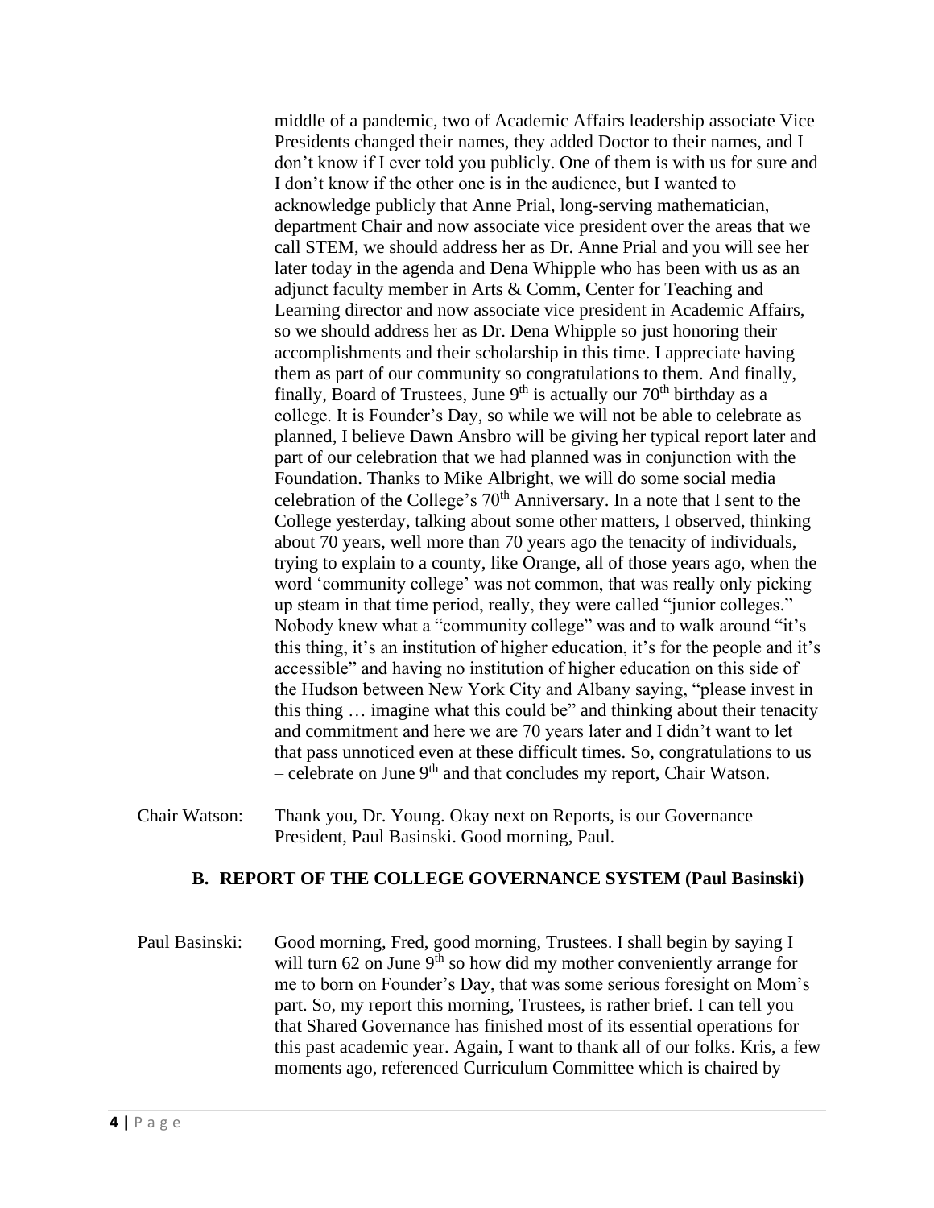middle of a pandemic, two of Academic Affairs leadership associate Vice Presidents changed their names, they added Doctor to their names, and I don't know if I ever told you publicly. One of them is with us for sure and I don't know if the other one is in the audience, but I wanted to acknowledge publicly that Anne Prial, long-serving mathematician, department Chair and now associate vice president over the areas that we call STEM, we should address her as Dr. Anne Prial and you will see her later today in the agenda and Dena Whipple who has been with us as an adjunct faculty member in Arts & Comm, Center for Teaching and Learning director and now associate vice president in Academic Affairs, so we should address her as Dr. Dena Whipple so just honoring their accomplishments and their scholarship in this time. I appreciate having them as part of our community so congratulations to them. And finally, finally, Board of Trustees, June 9th is actually our 70th birthday as a college. It is Founder's Day, so while we will not be able to celebrate as planned, I believe Dawn Ansbro will be giving her typical report later and part of our celebration that we had planned was in conjunction with the Foundation. Thanks to Mike Albright, we will do some social media celebration of the College's 70th Anniversary. In a note that I sent to the College yesterday, talking about some other matters, I observed, thinking about 70 years, well more than 70 years ago the tenacity of individuals, trying to explain to a county, like Orange, all of those years ago, when the word 'community college' was not common, that was really only picking up steam in that time period, really, they were called "junior colleges." Nobody knew what a "community college" was and to walk around "it's this thing, it's an institution of higher education, it's for the people and it's accessible" and having no institution of higher education on this side of the Hudson between New York City and Albany saying, "please invest in this thing … imagine what this could be" and thinking about their tenacity and commitment and here we are 70 years later and I didn't want to let that pass unnoticed even at these difficult times. So, congratulations to us – celebrate on June 9th and that concludes my report, Chair Watson.

Chair Watson: Thank you, Dr. Young. Okay next on Reports, is our Governance President, Paul Basinski. Good morning, Paul.

### B. REPORT OF THE COLLEGE GOVERNANCE SYSTEM (Paul Basinski)

Paul Basinski: Good morning, Fred, good morning, Trustees. I shall begin by saying I will turn 62 on June 9th so how did my mother conveniently arrange for me to born on Founder's Day, that was some serious foresight on Mom's part. So, my report this morning, Trustees, is rather brief. I can tell you that Shared Governance has finished most of its essential operations for this past academic year. Again, I want to thank all of our folks. Kris, a few moments ago, referenced Curriculum Committee which is chaired by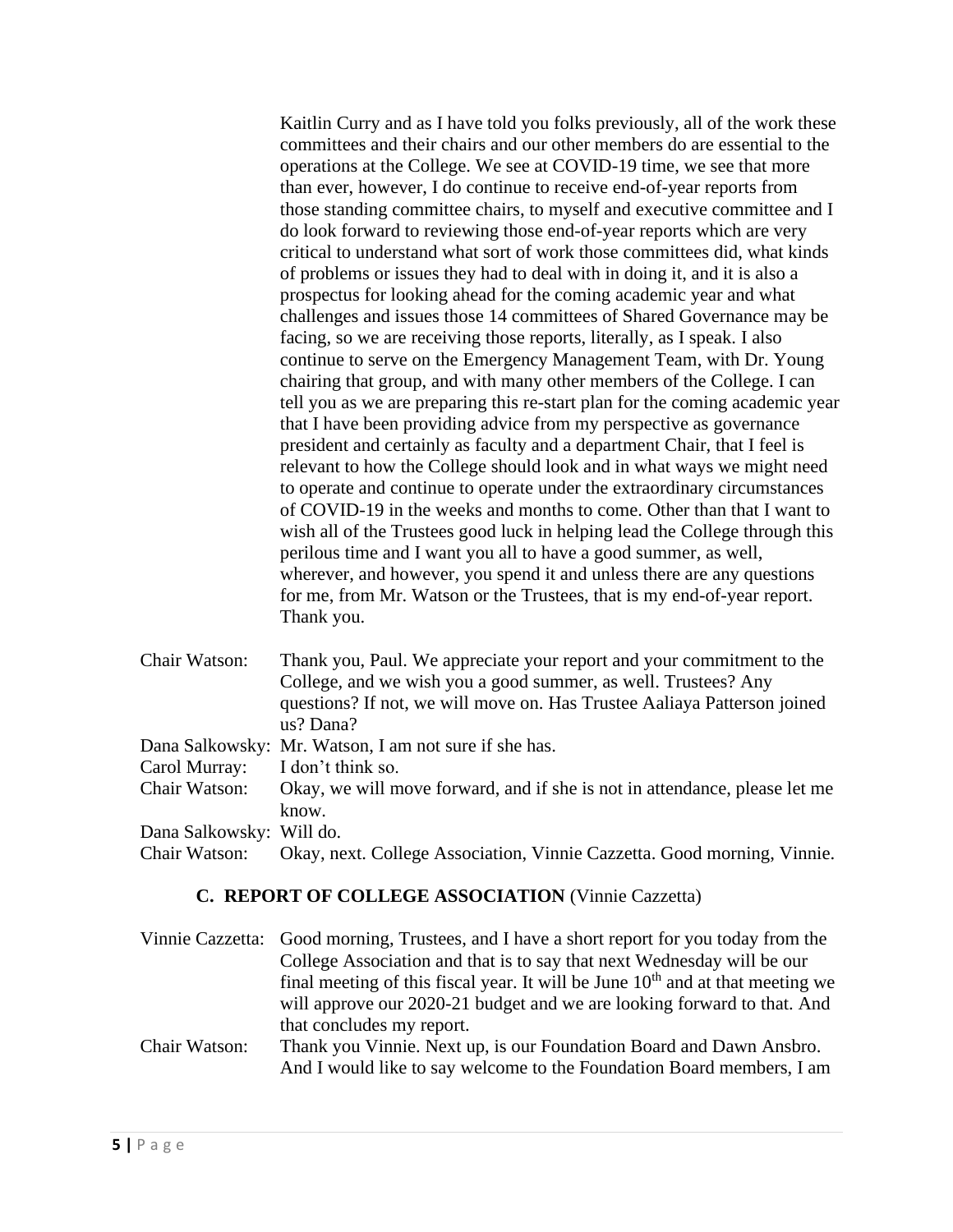Kaitlin Curry and as I have told you folks previously, all of the work these committees and their chairs and our other members do are essential to the operations at the College. We see at COVID-19 time, we see that more than ever, however, I do continue to receive end-of-year reports from those standing committee chairs, to myself and executive committee and I do look forward to reviewing those end-of-year reports which are very critical to understand what sort of work those committees did, what kinds of problems or issues they had to deal with in doing it, and it is also a prospectus for looking ahead for the coming academic year and what challenges and issues those 14 committees of Shared Governance may be facing, so we are receiving those reports, literally, as I speak. I also continue to serve on the Emergency Management Team, with Dr. Young chairing that group, and with many other members of the College. I can tell you as we are preparing this re-start plan for the coming academic year that I have been providing advice from my perspective as governance president and certainly as faculty and a department Chair, that I feel is relevant to how the College should look and in what ways we might need to operate and continue to operate under the extraordinary circumstances of COVID-19 in the weeks and months to come. Other than that I want to wish all of the Trustees good luck in helping lead the College through this perilous time and I want you all to have a good summer, as well, wherever, and however, you spend it and unless there are any questions for me, from Mr. Watson or the Trustees, that is my end-of-year report. Thank you.

Chair Watson: Thank you, Paul. We appreciate your report and your commitment to the College, and we wish you a good summer, as well. Trustees? Any questions? If not, we will move on. Has Trustee Aaliaya Patterson joined us? Dana?

Dana Salkowsky: Mr. Watson, I am not sure if she has.

Carol Murray: I don't think so.

Chair Watson: Okay, we will move forward, and if she is not in attendance, please let me know.

Dana Salkowsky: Will do.

Chair Watson: Okay, next. College Association, Vinnie Cazzetta. Good morning, Vinnie.

### C. REPORT OF COLLEGE ASSOCIATION (Vinnie Cazzetta)

Vinnie Cazzetta: Good morning, Trustees, and I have a short report for you today from the College Association and that is to say that next Wednesday will be our final meeting of this fiscal year. It will be June 10th and at that meeting we will approve our 2020-21 budget and we are looking forward to that. And that concludes my report.

Chair Watson: Thank you Vinnie. Next up, is our Foundation Board and Dawn Ansbro. And I would like to say welcome to the Foundation Board members, I am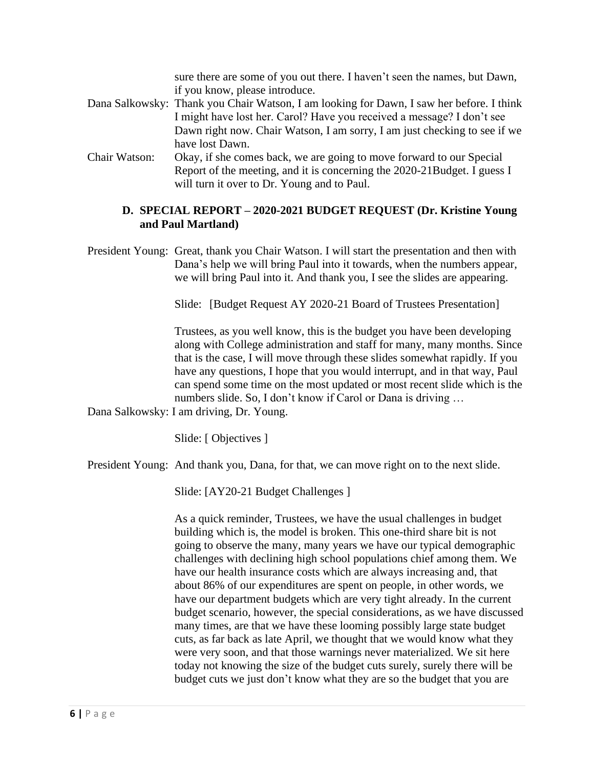sure there are some of you out there. I haven't seen the names, but Dawn, if you know, please introduce.

Dana Salkowsky: Thank you Chair Watson, I am looking for Dawn, I saw her before. I think I might have lost her. Carol? Have you received a message? I don't see Dawn right now. Chair Watson, I am sorry, I am just checking to see if we have lost Dawn.

Chair Watson: Okay, if she comes back, we are going to move forward to our Special Report of the meeting, and it is concerning the 2020-21Budget. I guess I will turn it over to Dr. Young and to Paul.

### D. SPECIAL REPORT – 2020-2021 BUDGET REQUEST (Dr. Kristine Young and Paul Martland)

President Young: Great, thank you Chair Watson. I will start the presentation and then with Dana's help we will bring Paul into it towards, when the numbers appear, we will bring Paul into it. And thank you, I see the slides are appearing.

Slide: [Budget Request AY 2020-21 Board of Trustees Presentation]

Trustees, as you well know, this is the budget you have been developing along with College administration and staff for many, many months. Since that is the case, I will move through these slides somewhat rapidly. If you have any questions, I hope that you would interrupt, and in that way, Paul can spend some time on the most updated or most recent slide which is the numbers slide. So, I don't know if Carol or Dana is driving …

Dana Salkowsky: I am driving, Dr. Young.

Slide: [ Objectives ]

President Young: And thank you, Dana, for that, we can move right on to the next slide.

Slide: [AY20-21 Budget Challenges ]

As a quick reminder, Trustees, we have the usual challenges in budget building which is, the model is broken. This one-third share bit is not going to observe the many, many years we have our typical demographic challenges with declining high school populations chief among them. We have our health insurance costs which are always increasing and, that about 86% of our expenditures are spent on people, in other words, we have our department budgets which are very tight already. In the current budget scenario, however, the special considerations, as we have discussed many times, are that we have these looming possibly large state budget cuts, as far back as late April, we thought that we would know what they were very soon, and that those warnings never materialized. We sit here today not knowing the size of the budget cuts surely, surely there will be budget cuts we just don't know what they are so the budget that you are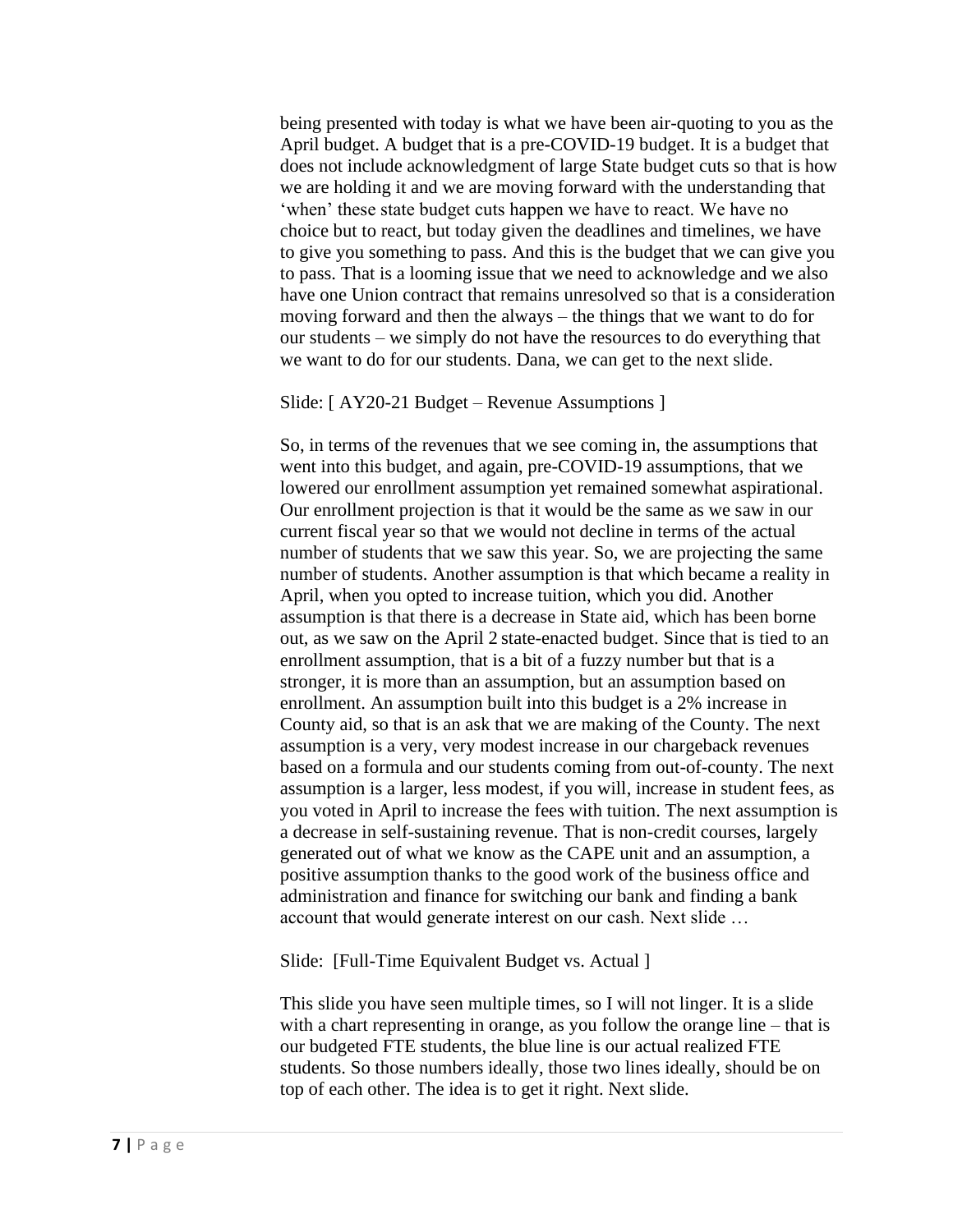being presented with today is what we have been air-quoting to you as the April budget. A budget that is a pre-COVID-19 budget. It is a budget that does not include acknowledgment of large State budget cuts so that is how we are holding it and we are moving forward with the understanding that 'when' these state budget cuts happen we have to react. We have no choice but to react, but today given the deadlines and timelines, we have to give you something to pass. And this is the budget that we can give you to pass. That is a looming issue that we need to acknowledge and we also have one Union contract that remains unresolved so that is a consideration moving forward and then the always – the things that we want to do for our students – we simply do not have the resources to do everything that we want to do for our students. Dana, we can get to the next slide.

Slide: [ AY20-21 Budget – Revenue Assumptions ]

So, in terms of the revenues that we see coming in, the assumptions that went into this budget, and again, pre-COVID-19 assumptions, that we lowered our enrollment assumption yet remained somewhat aspirational. Our enrollment projection is that it would be the same as we saw in our current fiscal year so that we would not decline in terms of the actual number of students that we saw this year. So, we are projecting the same number of students. Another assumption is that which became a reality in April, when you opted to increase tuition, which you did. Another assumption is that there is a decrease in State aid, which has been borne out, as we saw on the April 2 state-enacted budget. Since that is tied to an enrollment assumption, that is a bit of a fuzzy number but that is a stronger, it is more than an assumption, but an assumption based on enrollment. An assumption built into this budget is a 2% increase in County aid, so that is an ask that we are making of the County. The next assumption is a very, very modest increase in our chargeback revenues based on a formula and our students coming from out-of-county. The next assumption is a larger, less modest, if you will, increase in student fees, as you voted in April to increase the fees with tuition. The next assumption is a decrease in self-sustaining revenue. That is non-credit courses, largely generated out of what we know as the CAPE unit and an assumption, a positive assumption thanks to the good work of the business office and administration and finance for switching our bank and finding a bank account that would generate interest on our cash. Next slide …

Slide: [Full-Time Equivalent Budget vs. Actual ]

This slide you have seen multiple times, so I will not linger. It is a slide with a chart representing in orange, as you follow the orange line – that is our budgeted FTE students, the blue line is our actual realized FTE students. So those numbers ideally, those two lines ideally, should be on top of each other. The idea is to get it right. Next slide.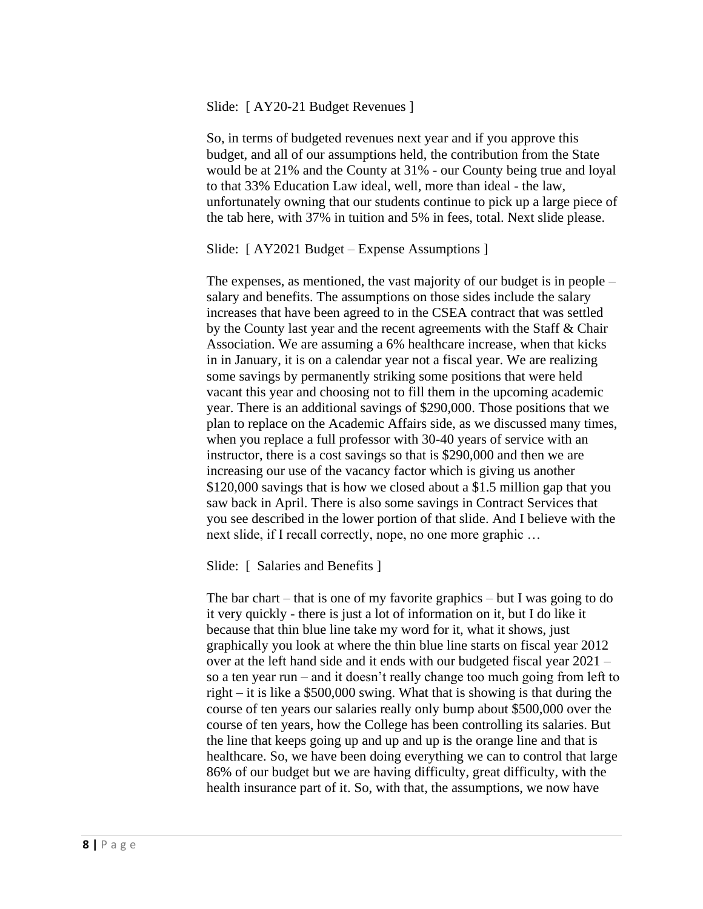Slide: [ AY20-21 Budget Revenues ]

So, in terms of budgeted revenues next year and if you approve this budget, and all of our assumptions held, the contribution from the State would be at 21% and the County at 31% - our County being true and loyal to that 33% Education Law ideal, well, more than ideal - the law, unfortunately owning that our students continue to pick up a large piece of the tab here, with 37% in tuition and 5% in fees, total. Next slide please.

Slide: [ AY2021 Budget – Expense Assumptions ]

The expenses, as mentioned, the vast majority of our budget is in people – salary and benefits. The assumptions on those sides include the salary increases that have been agreed to in the CSEA contract that was settled by the County last year and the recent agreements with the Staff & Chair Association. We are assuming a 6% healthcare increase, when that kicks in in January, it is on a calendar year not a fiscal year. We are realizing some savings by permanently striking some positions that were held vacant this year and choosing not to fill them in the upcoming academic year. There is an additional savings of $290,000. Those positions that we plan to replace on the Academic Affairs side, as we discussed many times, when you replace a full professor with 30-40 years of service with an instructor, there is a cost savings so that is $290,000 and then we are increasing our use of the vacancy factor which is giving us another $120,000 savings that is how we closed about a $1.5 million gap that you saw back in April. There is also some savings in Contract Services that you see described in the lower portion of that slide. And I believe with the next slide, if I recall correctly, nope, no one more graphic …

Slide: [ Salaries and Benefits ]

The bar chart – that is one of my favorite graphics – but I was going to do it very quickly - there is just a lot of information on it, but I do like it because that thin blue line take my word for it, what it shows, just graphically you look at where the thin blue line starts on fiscal year 2012 over at the left hand side and it ends with our budgeted fiscal year 2021 – so a ten year run – and it doesn't really change too much going from left to right – it is like a $500,000 swing. What that is showing is that during the course of ten years our salaries really only bump about $500,000 over the course of ten years, how the College has been controlling its salaries. But the line that keeps going up and up and up is the orange line and that is healthcare. So, we have been doing everything we can to control that large 86% of our budget but we are having difficulty, great difficulty, with the health insurance part of it. So, with that, the assumptions, we now have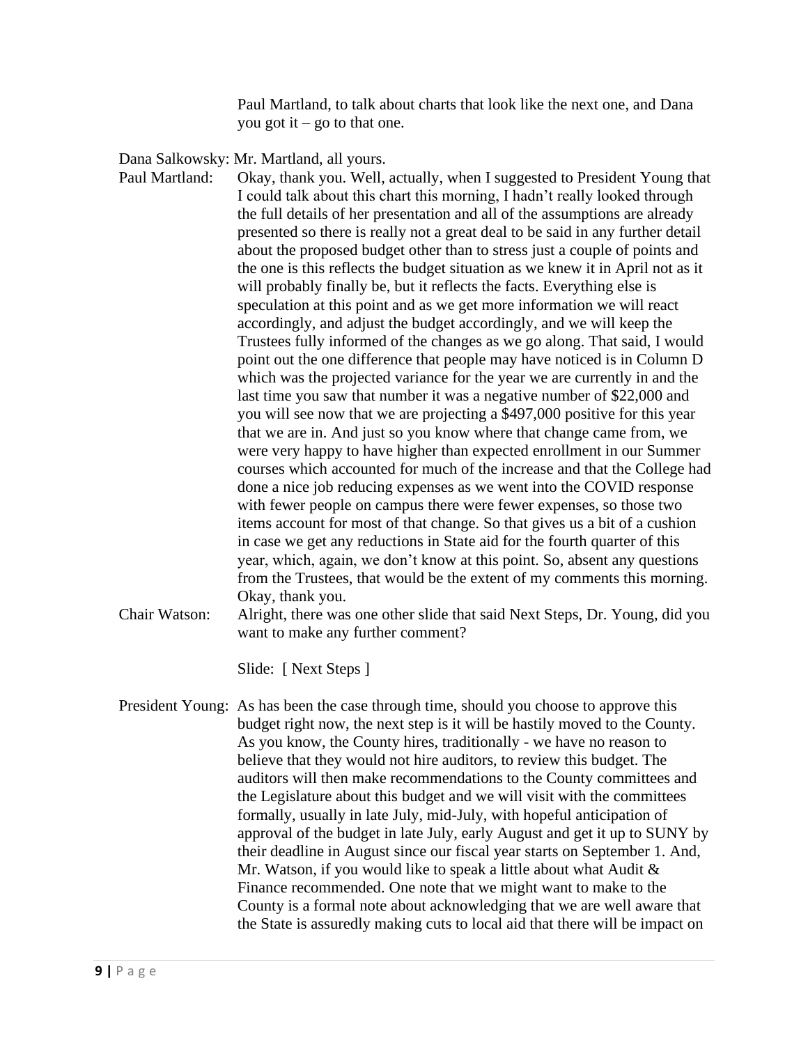Paul Martland, to talk about charts that look like the next one, and Dana you got it – go to that one.

Dana Salkowsky: Mr. Martland, all yours.

Paul Martland: Okay, thank you. Well, actually, when I suggested to President Young that I could talk about this chart this morning, I hadn't really looked through the full details of her presentation and all of the assumptions are already presented so there is really not a great deal to be said in any further detail about the proposed budget other than to stress just a couple of points and the one is this reflects the budget situation as we knew it in April not as it will probably finally be, but it reflects the facts. Everything else is speculation at this point and as we get more information we will react accordingly, and adjust the budget accordingly, and we will keep the Trustees fully informed of the changes as we go along. That said, I would point out the one difference that people may have noticed is in Column D which was the projected variance for the year we are currently in and the last time you saw that number it was a negative number of $22,000 and you will see now that we are projecting a $497,000 positive for this year that we are in. And just so you know where that change came from, we were very happy to have higher than expected enrollment in our Summer courses which accounted for much of the increase and that the College had done a nice job reducing expenses as we went into the COVID response with fewer people on campus there were fewer expenses, so those two items account for most of that change. So that gives us a bit of a cushion in case we get any reductions in State aid for the fourth quarter of this year, which, again, we don't know at this point. So, absent any questions from the Trustees, that would be the extent of my comments this morning. Okay, thank you.

Chair Watson: Alright, there was one other slide that said Next Steps, Dr. Young, did you want to make any further comment?

Slide: [ Next Steps ]

President Young: As has been the case through time, should you choose to approve this budget right now, the next step is it will be hastily moved to the County. As you know, the County hires, traditionally - we have no reason to believe that they would not hire auditors, to review this budget. The auditors will then make recommendations to the County committees and the Legislature about this budget and we will visit with the committees formally, usually in late July, mid-July, with hopeful anticipation of approval of the budget in late July, early August and get it up to SUNY by their deadline in August since our fiscal year starts on September 1. And, Mr. Watson, if you would like to speak a little about what Audit & Finance recommended. One note that we might want to make to the County is a formal note about acknowledging that we are well aware that the State is assuredly making cuts to local aid that there will be impact on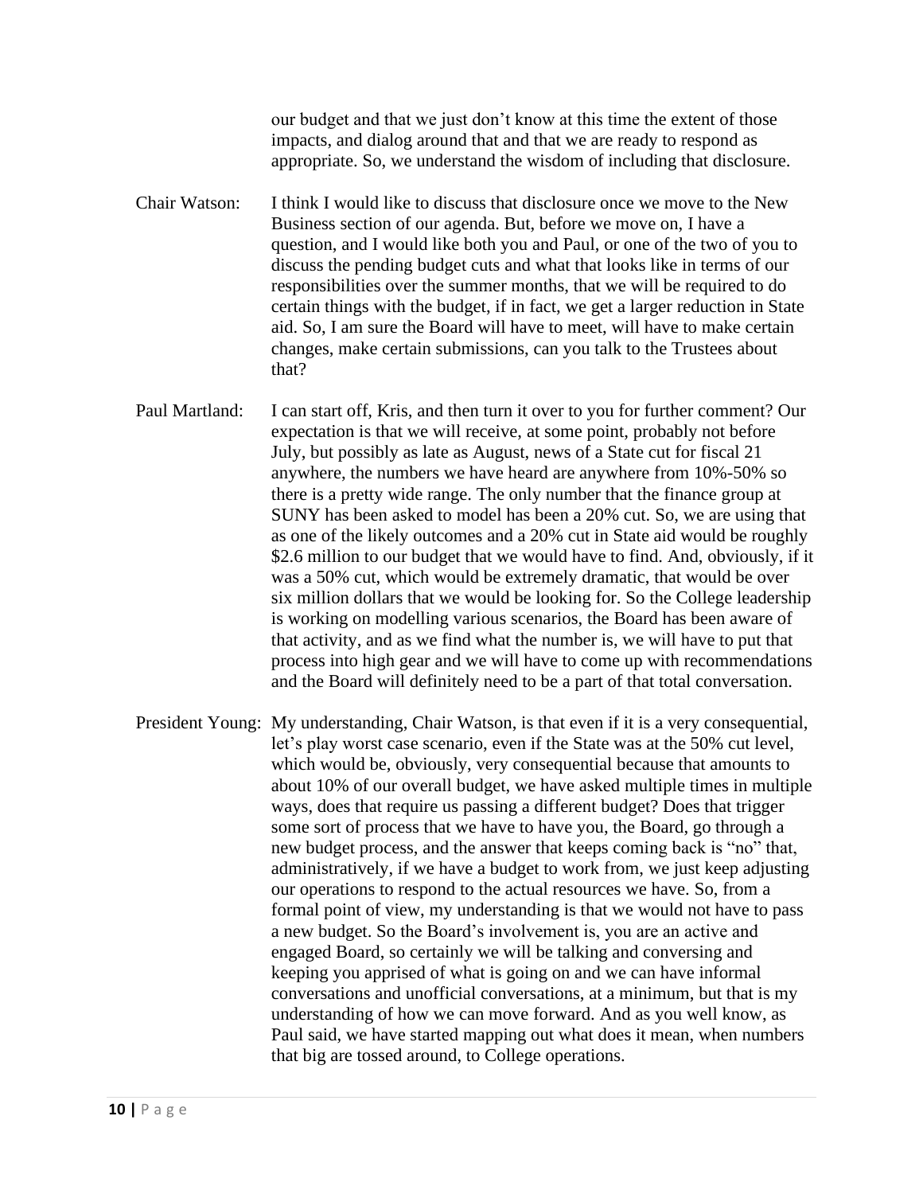our budget and that we just don't know at this time the extent of those impacts, and dialog around that and that we are ready to respond as appropriate. So, we understand the wisdom of including that disclosure.

Chair Watson: I think I would like to discuss that disclosure once we move to the New Business section of our agenda. But, before we move on, I have a question, and I would like both you and Paul, or one of the two of you to discuss the pending budget cuts and what that looks like in terms of our responsibilities over the summer months, that we will be required to do certain things with the budget, if in fact, we get a larger reduction in State aid. So, I am sure the Board will have to meet, will have to make certain changes, make certain submissions, can you talk to the Trustees about that?

Paul Martland: I can start off, Kris, and then turn it over to you for further comment? Our expectation is that we will receive, at some point, probably not before July, but possibly as late as August, news of a State cut for fiscal 21 anywhere, the numbers we have heard are anywhere from 10%-50% so there is a pretty wide range. The only number that the finance group at SUNY has been asked to model has been a 20% cut. So, we are using that as one of the likely outcomes and a 20% cut in State aid would be roughly $2.6 million to our budget that we would have to find. And, obviously, if it was a 50% cut, which would be extremely dramatic, that would be over six million dollars that we would be looking for. So the College leadership is working on modelling various scenarios, the Board has been aware of that activity, and as we find what the number is, we will have to put that process into high gear and we will have to come up with recommendations and the Board will definitely need to be a part of that total conversation.

President Young: My understanding, Chair Watson, is that even if it is a very consequential, let's play worst case scenario, even if the State was at the 50% cut level, which would be, obviously, very consequential because that amounts to about 10% of our overall budget, we have asked multiple times in multiple ways, does that require us passing a different budget? Does that trigger some sort of process that we have to have you, the Board, go through a new budget process, and the answer that keeps coming back is "no" that, administratively, if we have a budget to work from, we just keep adjusting our operations to respond to the actual resources we have. So, from a formal point of view, my understanding is that we would not have to pass a new budget. So the Board's involvement is, you are an active and engaged Board, so certainly we will be talking and conversing and keeping you apprised of what is going on and we can have informal conversations and unofficial conversations, at a minimum, but that is my understanding of how we can move forward. And as you well know, as Paul said, we have started mapping out what does it mean, when numbers that big are tossed around, to College operations.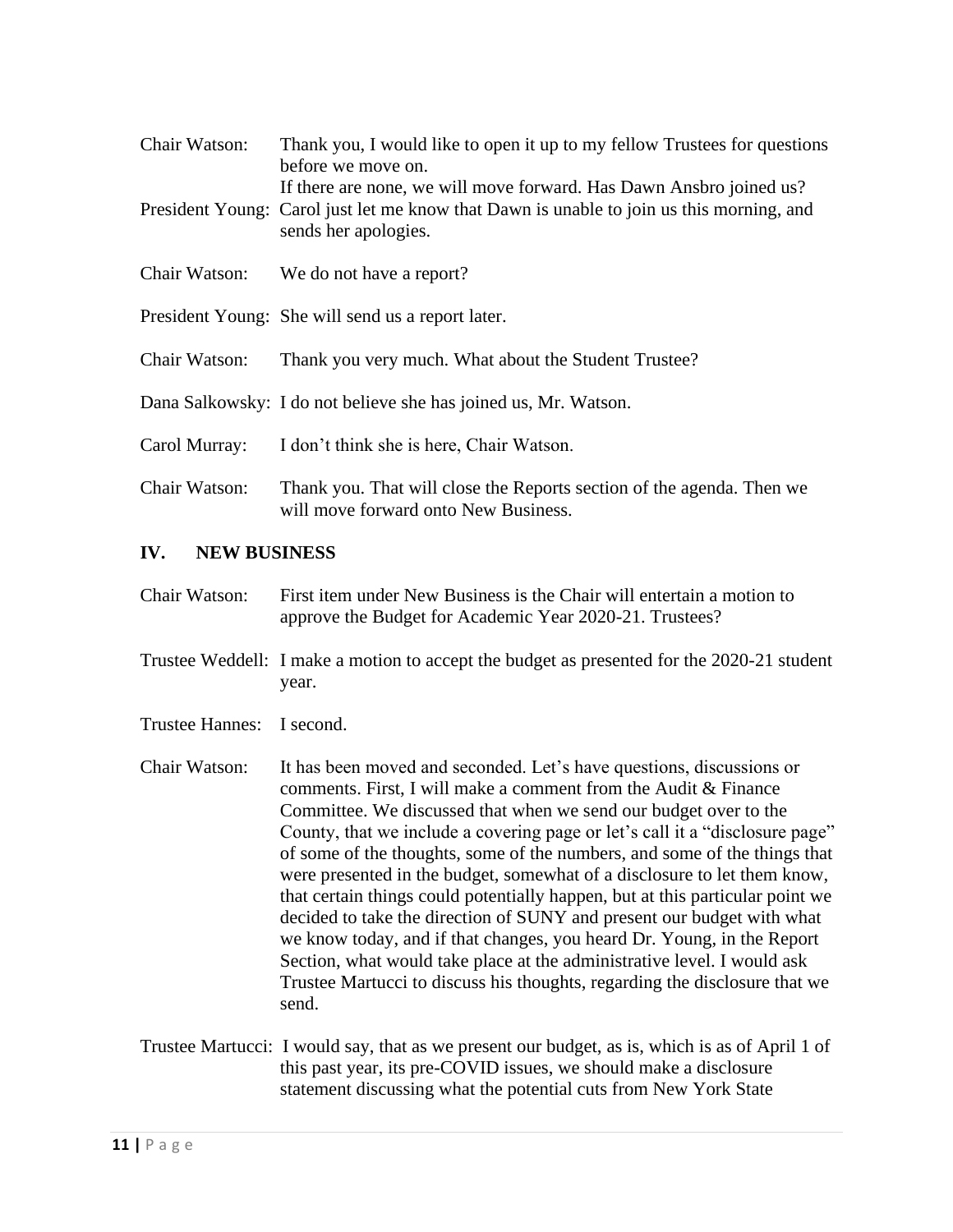Chair Watson: Thank you, I would like to open it up to my fellow Trustees for questions before we move on.
If there are none, we will move forward. Has Dawn Ansbro joined us?

President Young: Carol just let me know that Dawn is unable to join us this morning, and sends her apologies.

Chair Watson: We do not have a report?

President Young: She will send us a report later.

Chair Watson: Thank you very much. What about the Student Trustee?

Dana Salkowsky: I do not believe she has joined us, Mr. Watson.

Carol Murray: I don't think she is here, Chair Watson.

Chair Watson: Thank you. That will close the Reports section of the agenda. Then we will move forward onto New Business.

## IV. NEW BUSINESS

Chair Watson: First item under New Business is the Chair will entertain a motion to approve the Budget for Academic Year 2020-21. Trustees?

Trustee Weddell: I make a motion to accept the budget as presented for the 2020-21 student year.

Trustee Hannes: I second.

Chair Watson: It has been moved and seconded. Let's have questions, discussions or comments. First, I will make a comment from the Audit & Finance Committee. We discussed that when we send our budget over to the County, that we include a covering page or let's call it a "disclosure page" of some of the thoughts, some of the numbers, and some of the things that were presented in the budget, somewhat of a disclosure to let them know, that certain things could potentially happen, but at this particular point we decided to take the direction of SUNY and present our budget with what we know today, and if that changes, you heard Dr. Young, in the Report Section, what would take place at the administrative level. I would ask Trustee Martucci to discuss his thoughts, regarding the disclosure that we send.

Trustee Martucci: I would say, that as we present our budget, as is, which is as of April 1 of this past year, its pre-COVID issues, we should make a disclosure statement discussing what the potential cuts from New York State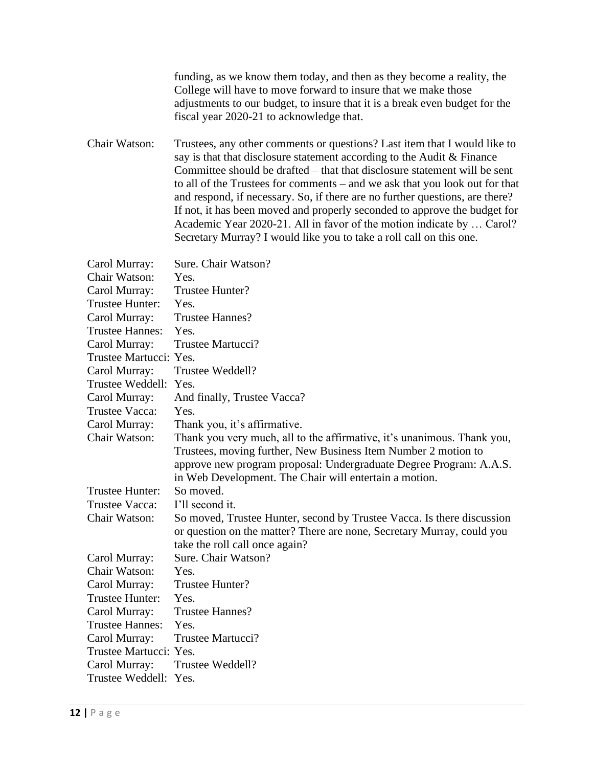funding, as we know them today, and then as they become a reality, the College will have to move forward to insure that we make those adjustments to our budget, to insure that it is a break even budget for the fiscal year 2020-21 to acknowledge that.

Chair Watson: Trustees, any other comments or questions? Last item that I would like to say is that that disclosure statement according to the Audit & Finance Committee should be drafted – that that disclosure statement will be sent to all of the Trustees for comments – and we ask that you look out for that and respond, if necessary. So, if there are no further questions, are there? If not, it has been moved and properly seconded to approve the budget for Academic Year 2020-21. All in favor of the motion indicate by … Carol? Secretary Murray? I would like you to take a roll call on this one.

Carol Murray: Sure. Chair Watson?
Chair Watson: Yes.
Carol Murray: Trustee Hunter?
Trustee Hunter: Yes.
Carol Murray: Trustee Hannes?
Trustee Hannes: Yes.
Carol Murray: Trustee Martucci?
Trustee Martucci: Yes.
Carol Murray: Trustee Weddell?
Trustee Weddell: Yes.
Carol Murray: And finally, Trustee Vacca?
Trustee Vacca: Yes.
Carol Murray: Thank you, it's affirmative.
Chair Watson: Thank you very much, all to the affirmative, it's unanimous. Thank you, Trustees, moving further, New Business Item Number 2 motion to approve new program proposal: Undergraduate Degree Program: A.A.S. in Web Development. The Chair will entertain a motion.
Trustee Hunter: So moved.
Trustee Vacca: I'll second it.
Chair Watson: So moved, Trustee Hunter, second by Trustee Vacca. Is there discussion or question on the matter? There are none, Secretary Murray, could you take the roll call once again?
Carol Murray: Sure. Chair Watson?
Chair Watson: Yes.
Carol Murray: Trustee Hunter?
Trustee Hunter: Yes.
Carol Murray: Trustee Hannes?
Trustee Hannes: Yes.
Carol Murray: Trustee Martucci?
Trustee Martucci: Yes.
Carol Murray: Trustee Weddell?
Trustee Weddell: Yes.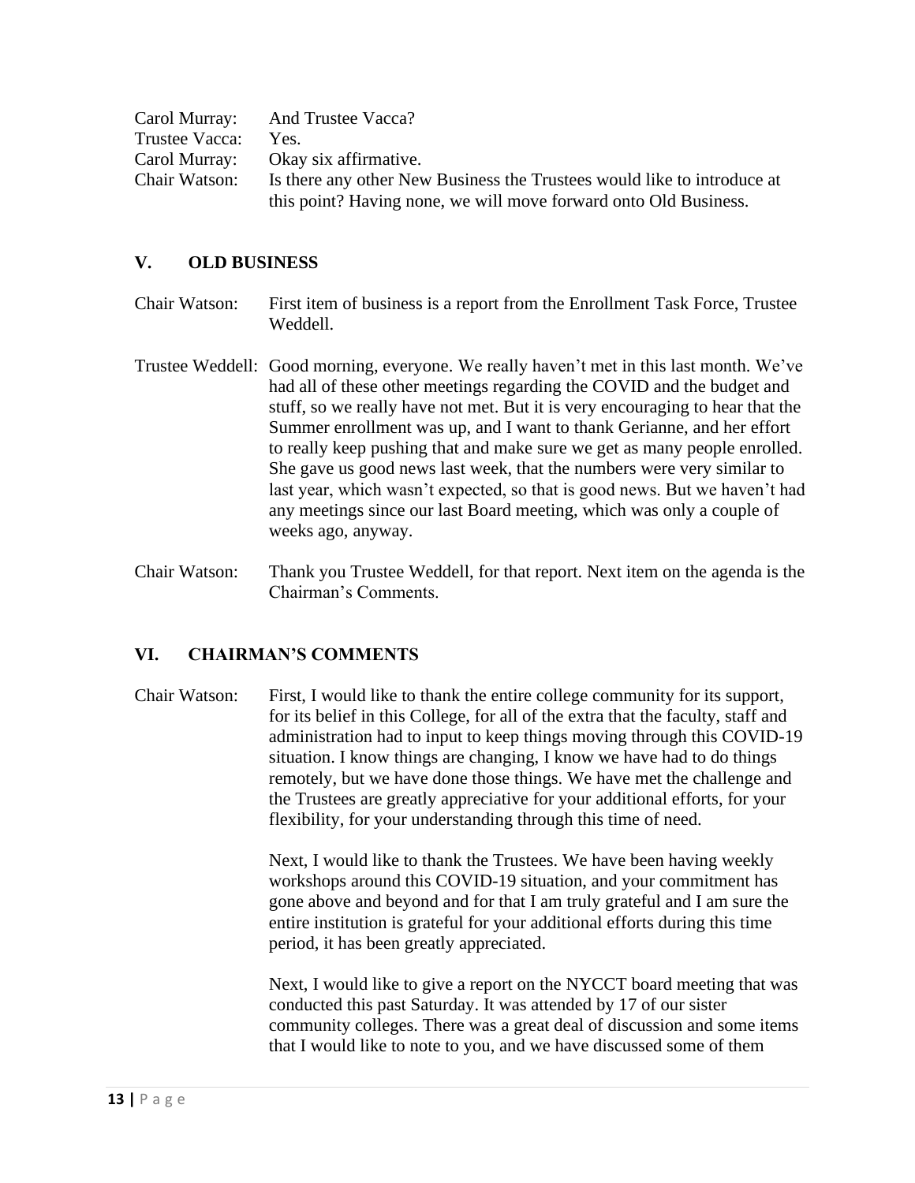Carol Murray: And Trustee Vacca?
Trustee Vacca: Yes.
Carol Murray: Okay six affirmative.
Chair Watson: Is there any other New Business the Trustees would like to introduce at this point? Having none, we will move forward onto Old Business.

## V. OLD BUSINESS

Chair Watson: First item of business is a report from the Enrollment Task Force, Trustee Weddell.

Trustee Weddell: Good morning, everyone. We really haven't met in this last month. We've had all of these other meetings regarding the COVID and the budget and stuff, so we really have not met. But it is very encouraging to hear that the Summer enrollment was up, and I want to thank Gerianne, and her effort to really keep pushing that and make sure we get as many people enrolled. She gave us good news last week, that the numbers were very similar to last year, which wasn't expected, so that is good news. But we haven't had any meetings since our last Board meeting, which was only a couple of weeks ago, anyway.

Chair Watson: Thank you Trustee Weddell, for that report. Next item on the agenda is the Chairman's Comments.

## VI. CHAIRMAN'S COMMENTS

Chair Watson: First, I would like to thank the entire college community for its support, for its belief in this College, for all of the extra that the faculty, staff and administration had to input to keep things moving through this COVID-19 situation. I know things are changing, I know we have had to do things remotely, but we have done those things. We have met the challenge and the Trustees are greatly appreciative for your additional efforts, for your flexibility, for your understanding through this time of need.

Next, I would like to thank the Trustees. We have been having weekly workshops around this COVID-19 situation, and your commitment has gone above and beyond and for that I am truly grateful and I am sure the entire institution is grateful for your additional efforts during this time period, it has been greatly appreciated.

Next, I would like to give a report on the NYCCT board meeting that was conducted this past Saturday. It was attended by 17 of our sister community colleges. There was a great deal of discussion and some items that I would like to note to you, and we have discussed some of them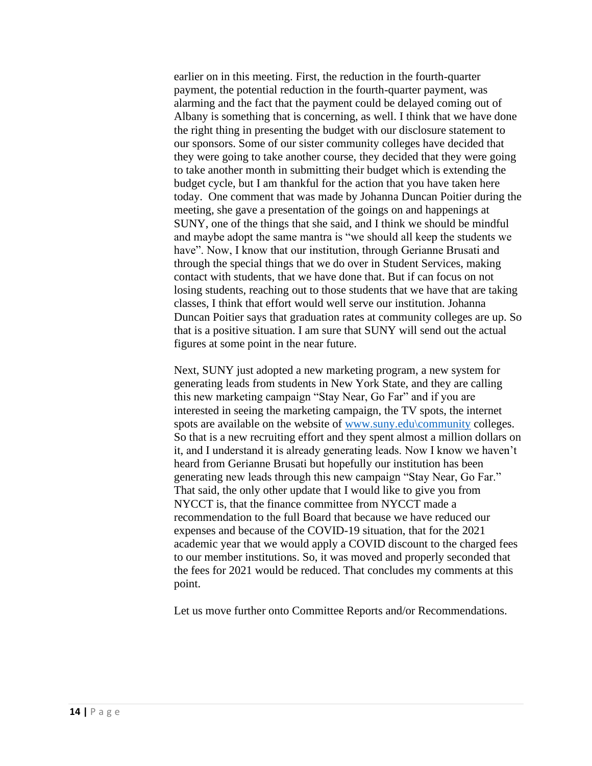earlier on in this meeting. First, the reduction in the fourth-quarter payment, the potential reduction in the fourth-quarter payment, was alarming and the fact that the payment could be delayed coming out of Albany is something that is concerning, as well. I think that we have done the right thing in presenting the budget with our disclosure statement to our sponsors. Some of our sister community colleges have decided that they were going to take another course, they decided that they were going to take another month in submitting their budget which is extending the budget cycle, but I am thankful for the action that you have taken here today.  One comment that was made by Johanna Duncan Poitier during the meeting, she gave a presentation of the goings on and happenings at SUNY, one of the things that she said, and I think we should be mindful and maybe adopt the same mantra is "we should all keep the students we have". Now, I know that our institution, through Gerianne Brusati and through the special things that we do over in Student Services, making contact with students, that we have done that. But if can focus on not losing students, reaching out to those students that we have that are taking classes, I think that effort would well serve our institution. Johanna Duncan Poitier says that graduation rates at community colleges are up. So that is a positive situation. I am sure that SUNY will send out the actual figures at some point in the near future.

Next, SUNY just adopted a new marketing program, a new system for generating leads from students in New York State, and they are calling this new marketing campaign "Stay Near, Go Far" and if you are interested in seeing the marketing campaign, the TV spots, the internet spots are available on the website of [www.suny.edu\community](www.suny.edu\community) colleges. So that is a new recruiting effort and they spent almost a million dollars on it, and I understand it is already generating leads. Now I know we haven't heard from Gerianne Brusati but hopefully our institution has been generating new leads through this new campaign "Stay Near, Go Far." That said, the only other update that I would like to give you from NYCCT is, that the finance committee from NYCCT made a recommendation to the full Board that because we have reduced our expenses and because of the COVID-19 situation, that for the 2021 academic year that we would apply a COVID discount to the charged fees to our member institutions. So, it was moved and properly seconded that the fees for 2021 would be reduced. That concludes my comments at this point.

Let us move further onto Committee Reports and/or Recommendations.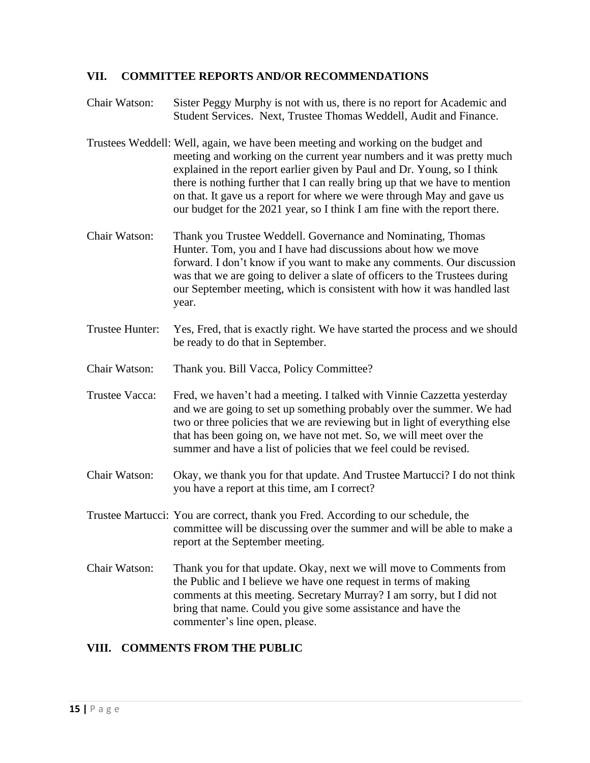## VII. COMMITTEE REPORTS AND/OR RECOMMENDATIONS

Chair Watson: Sister Peggy Murphy is not with us, there is no report for Academic and Student Services. Next, Trustee Thomas Weddell, Audit and Finance.

Trustees Weddell: Well, again, we have been meeting and working on the budget and meeting and working on the current year numbers and it was pretty much explained in the report earlier given by Paul and Dr. Young, so I think there is nothing further that I can really bring up that we have to mention on that. It gave us a report for where we were through May and gave us our budget for the 2021 year, so I think I am fine with the report there.

Chair Watson: Thank you Trustee Weddell. Governance and Nominating, Thomas Hunter. Tom, you and I have had discussions about how we move forward. I don't know if you want to make any comments. Our discussion was that we are going to deliver a slate of officers to the Trustees during our September meeting, which is consistent with how it was handled last year.

Trustee Hunter: Yes, Fred, that is exactly right. We have started the process and we should be ready to do that in September.

Chair Watson: Thank you. Bill Vacca, Policy Committee?

Trustee Vacca: Fred, we haven't had a meeting. I talked with Vinnie Cazzetta yesterday and we are going to set up something probably over the summer. We had two or three policies that we are reviewing but in light of everything else that has been going on, we have not met. So, we will meet over the summer and have a list of policies that we feel could be revised.

Chair Watson: Okay, we thank you for that update. And Trustee Martucci? I do not think you have a report at this time, am I correct?

Trustee Martucci: You are correct, thank you Fred. According to our schedule, the committee will be discussing over the summer and will be able to make a report at the September meeting.

Chair Watson: Thank you for that update. Okay, next we will move to Comments from the Public and I believe we have one request in terms of making comments at this meeting. Secretary Murray? I am sorry, but I did not bring that name. Could you give some assistance and have the commenter's line open, please.

## VIII. COMMENTS FROM THE PUBLIC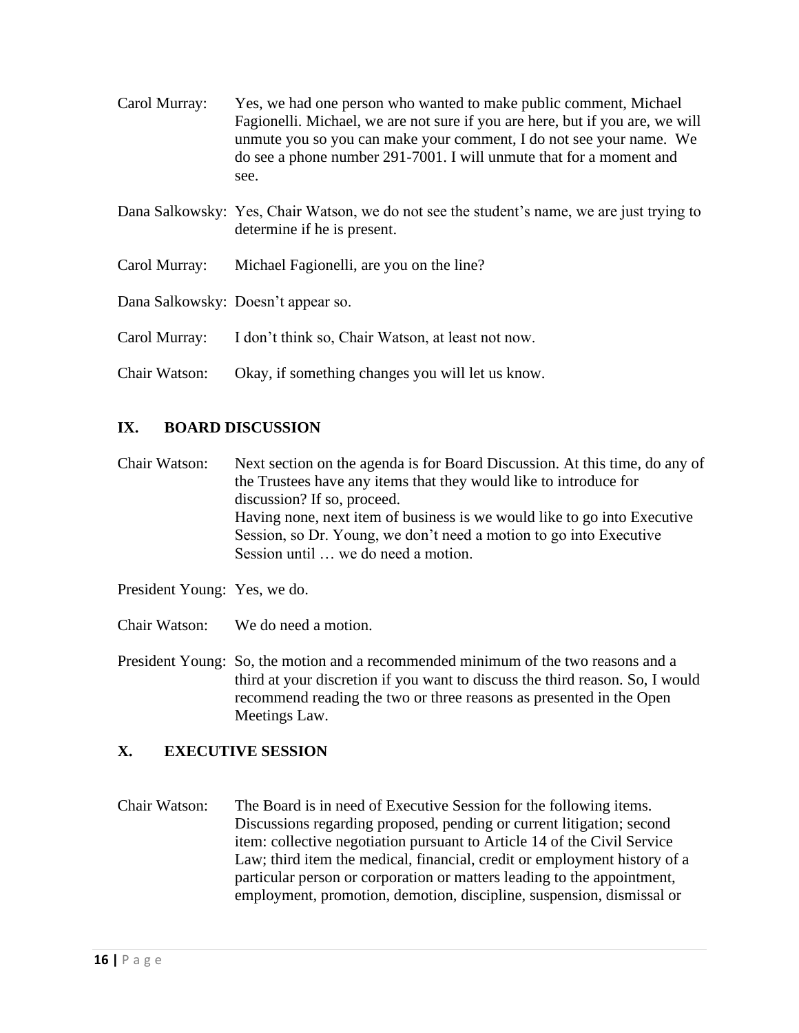Carol Murray: Yes, we had one person who wanted to make public comment, Michael Fagionelli. Michael, we are not sure if you are here, but if you are, we will unmute you so you can make your comment, I do not see your name. We do see a phone number 291-7001. I will unmute that for a moment and see.

Dana Salkowsky: Yes, Chair Watson, we do not see the student's name, we are just trying to determine if he is present.

Carol Murray: Michael Fagionelli, are you on the line?

Dana Salkowsky: Doesn't appear so.

Carol Murray: I don't think so, Chair Watson, at least not now.

Chair Watson: Okay, if something changes you will let us know.

## IX. BOARD DISCUSSION

Chair Watson: Next section on the agenda is for Board Discussion. At this time, do any of the Trustees have any items that they would like to introduce for discussion? If so, proceed.
Having none, next item of business is we would like to go into Executive Session, so Dr. Young, we don't need a motion to go into Executive Session until … we do need a motion.

President Young: Yes, we do.

Chair Watson: We do need a motion.

President Young: So, the motion and a recommended minimum of the two reasons and a third at your discretion if you want to discuss the third reason. So, I would recommend reading the two or three reasons as presented in the Open Meetings Law.

## X. EXECUTIVE SESSION

Chair Watson: The Board is in need of Executive Session for the following items. Discussions regarding proposed, pending or current litigation; second item: collective negotiation pursuant to Article 14 of the Civil Service Law; third item the medical, financial, credit or employment history of a particular person or corporation or matters leading to the appointment, employment, promotion, demotion, discipline, suspension, dismissal or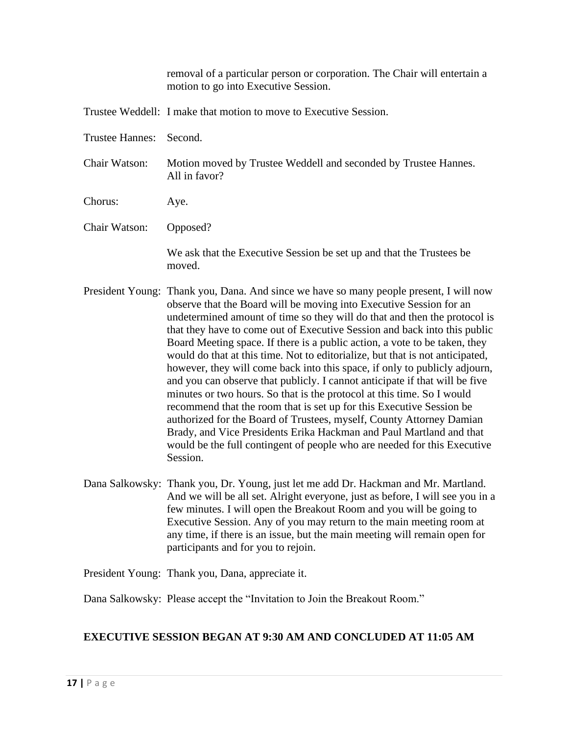removal of a particular person or corporation. The Chair will entertain a motion to go into Executive Session.

Trustee Weddell: I make that motion to move to Executive Session.

Trustee Hannes: Second.

Chair Watson: Motion moved by Trustee Weddell and seconded by Trustee Hannes. All in favor?

Chorus: Aye.

Chair Watson: Opposed?

We ask that the Executive Session be set up and that the Trustees be moved.

President Young: Thank you, Dana. And since we have so many people present, I will now observe that the Board will be moving into Executive Session for an undetermined amount of time so they will do that and then the protocol is that they have to come out of Executive Session and back into this public Board Meeting space. If there is a public action, a vote to be taken, they would do that at this time. Not to editorialize, but that is not anticipated, however, they will come back into this space, if only to publicly adjourn, and you can observe that publicly. I cannot anticipate if that will be five minutes or two hours. So that is the protocol at this time. So I would recommend that the room that is set up for this Executive Session be authorized for the Board of Trustees, myself, County Attorney Damian Brady, and Vice Presidents Erika Hackman and Paul Martland and that would be the full contingent of people who are needed for this Executive Session.

Dana Salkowsky: Thank you, Dr. Young, just let me add Dr. Hackman and Mr. Martland. And we will be all set. Alright everyone, just as before, I will see you in a few minutes. I will open the Breakout Room and you will be going to Executive Session. Any of you may return to the main meeting room at any time, if there is an issue, but the main meeting will remain open for participants and for you to rejoin.

President Young: Thank you, Dana, appreciate it.

Dana Salkowsky: Please accept the "Invitation to Join the Breakout Room."

**EXECUTIVE SESSION BEGAN AT 9:30 AM AND CONCLUDED AT 11:05 AM**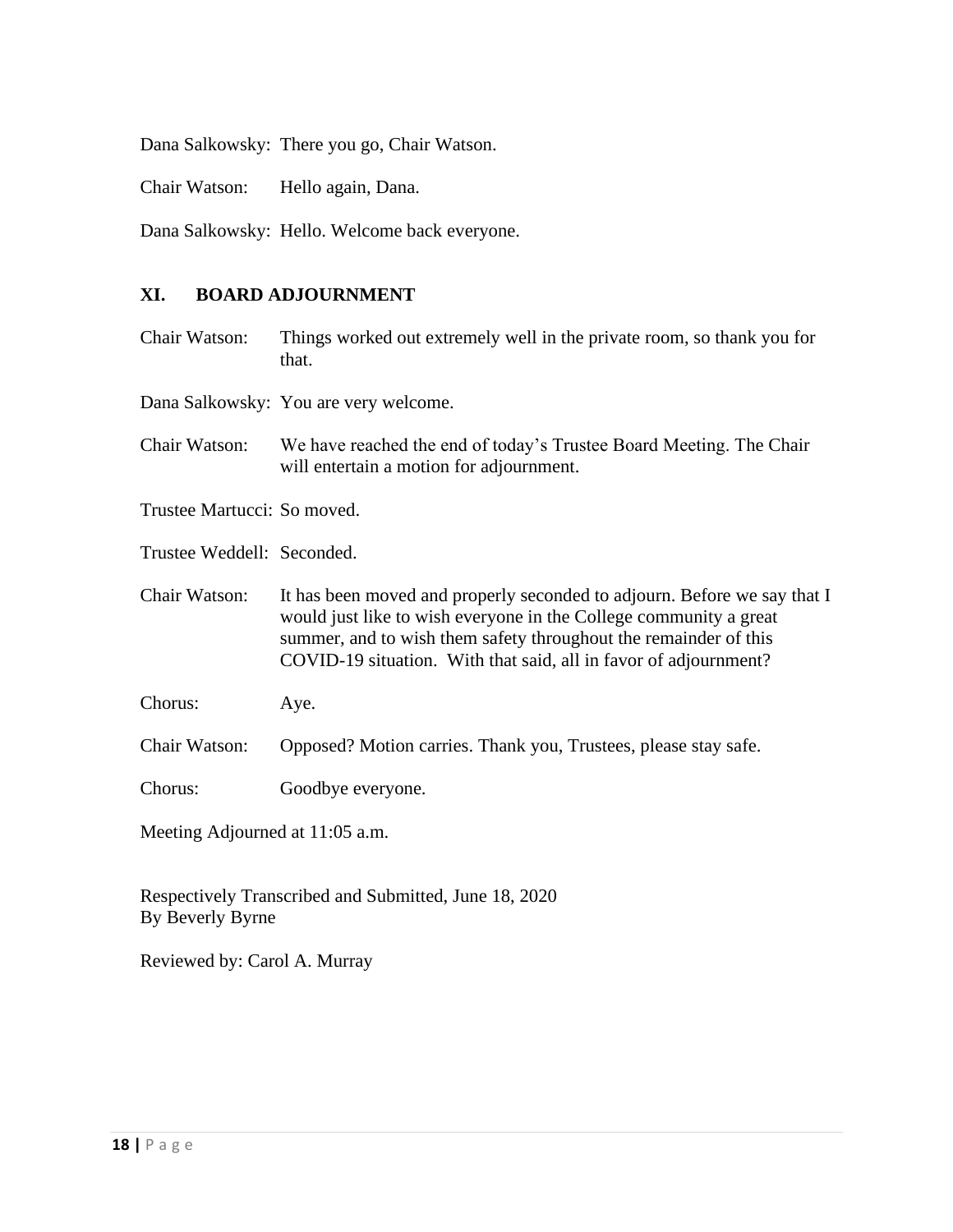Dana Salkowsky: There you go, Chair Watson.

Chair Watson: Hello again, Dana.

Dana Salkowsky: Hello. Welcome back everyone.

## XI. BOARD ADJOURNMENT

Chair Watson: Things worked out extremely well in the private room, so thank you for that.

Dana Salkowsky: You are very welcome.

Chair Watson: We have reached the end of today's Trustee Board Meeting. The Chair will entertain a motion for adjournment.

Trustee Martucci: So moved.

Trustee Weddell: Seconded.

Chair Watson: It has been moved and properly seconded to adjourn. Before we say that I would just like to wish everyone in the College community a great summer, and to wish them safety throughout the remainder of this COVID-19 situation. With that said, all in favor of adjournment?

Chorus: Aye.

Chair Watson: Opposed? Motion carries. Thank you, Trustees, please stay safe.

Chorus: Goodbye everyone.

Meeting Adjourned at 11:05 a.m.

Respectively Transcribed and Submitted, June 18, 2020
By Beverly Byrne

Reviewed by: Carol A. Murray